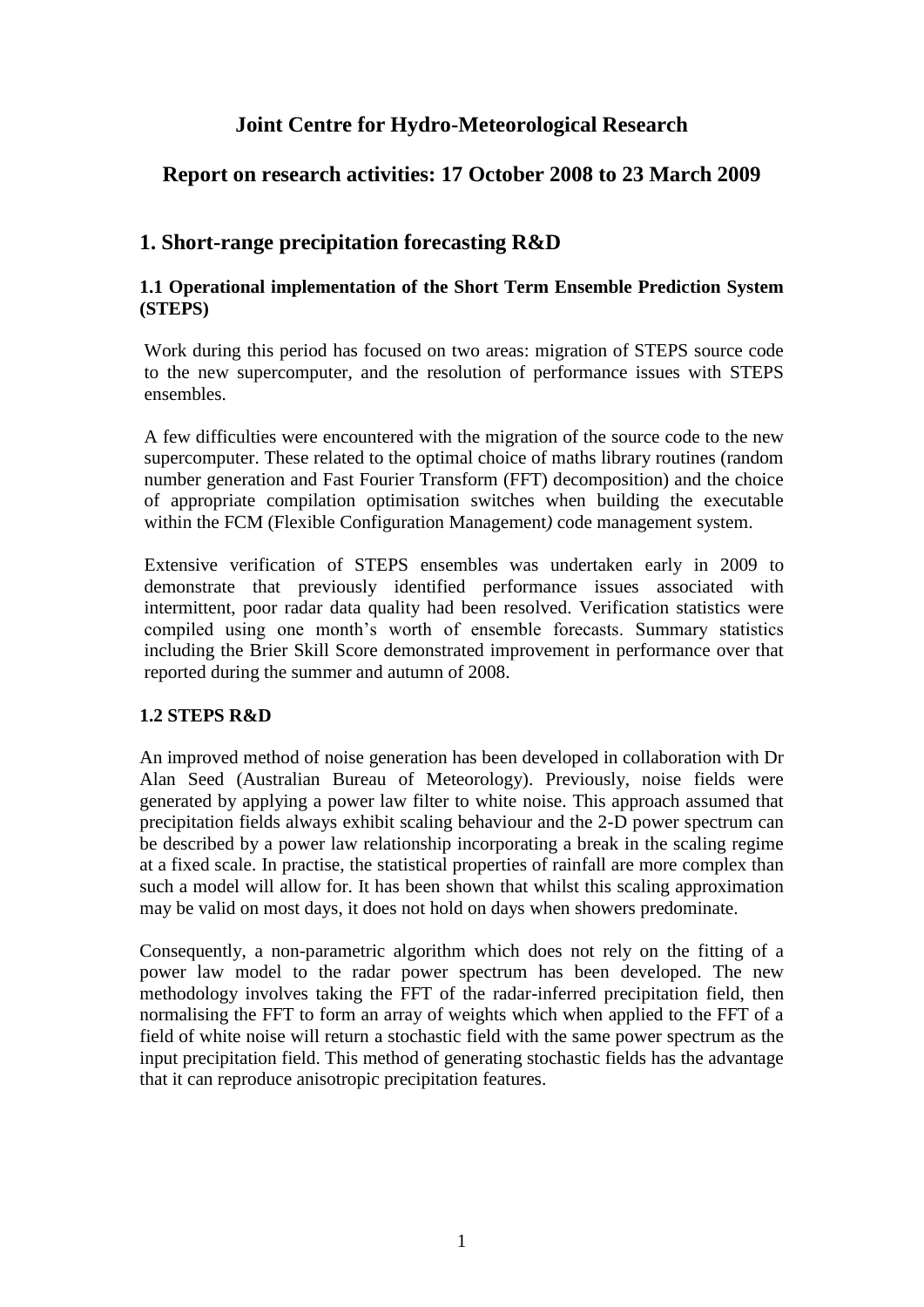# Joint Centre for Hydro-Meteorological Research

## Report on research activities: 17 October 2008 to 23 March 2009

## 1. Short-range precipitation forecasting R&D

### 1.1 Operational implementation of the Short Term Ensemble Prediction System (STEPS)

Work during this period has focused on two areas: migration of STEPS source code to the new supercomputer, and the resolution of performance issues with STEPS ensembles.

A few difficulties were encountered with the migration of the source code to the new supercomputer. These related to the optimal choice of maths library routines (random number generation and Fast Fourier Transform (FFT) decomposition) and the choice of appropriate compilation optimisation switches when building the executable within the FCM (Flexible Configuration Management*)* code management system.

Extensive verification of STEPS ensembles was undertaken early in 2009 to demonstrate that previously identified performance issues associated with intermittent, poor radar data quality had been resolved. Verification statistics were compiled using one month's worth of ensemble forecasts. Summary statistics including the Brier Skill Score demonstrated improvement in performance over that reported during the summer and autumn of 2008.

### 1.2 STEPS R&D

An improved method of noise generation has been developed in collaboration with Dr Alan Seed (Australian Bureau of Meteorology). Previously, noise fields were generated by applying a power law filter to white noise. This approach assumed that precipitation fields always exhibit scaling behaviour and the 2-D power spectrum can be described by a power law relationship incorporating a break in the scaling regime at a fixed scale. In practise, the statistical properties of rainfall are more complex than such a model will allow for. It has been shown that whilst this scaling approximation may be valid on most days, it does not hold on days when showers predominate.

Consequently, a non-parametric algorithm which does not rely on the fitting of a power law model to the radar power spectrum has been developed. The new methodology involves taking the FFT of the radar-inferred precipitation field, then normalising the FFT to form an array of weights which when applied to the FFT of a field of white noise will return a stochastic field with the same power spectrum as the input precipitation field. This method of generating stochastic fields has the advantage that it can reproduce anisotropic precipitation features.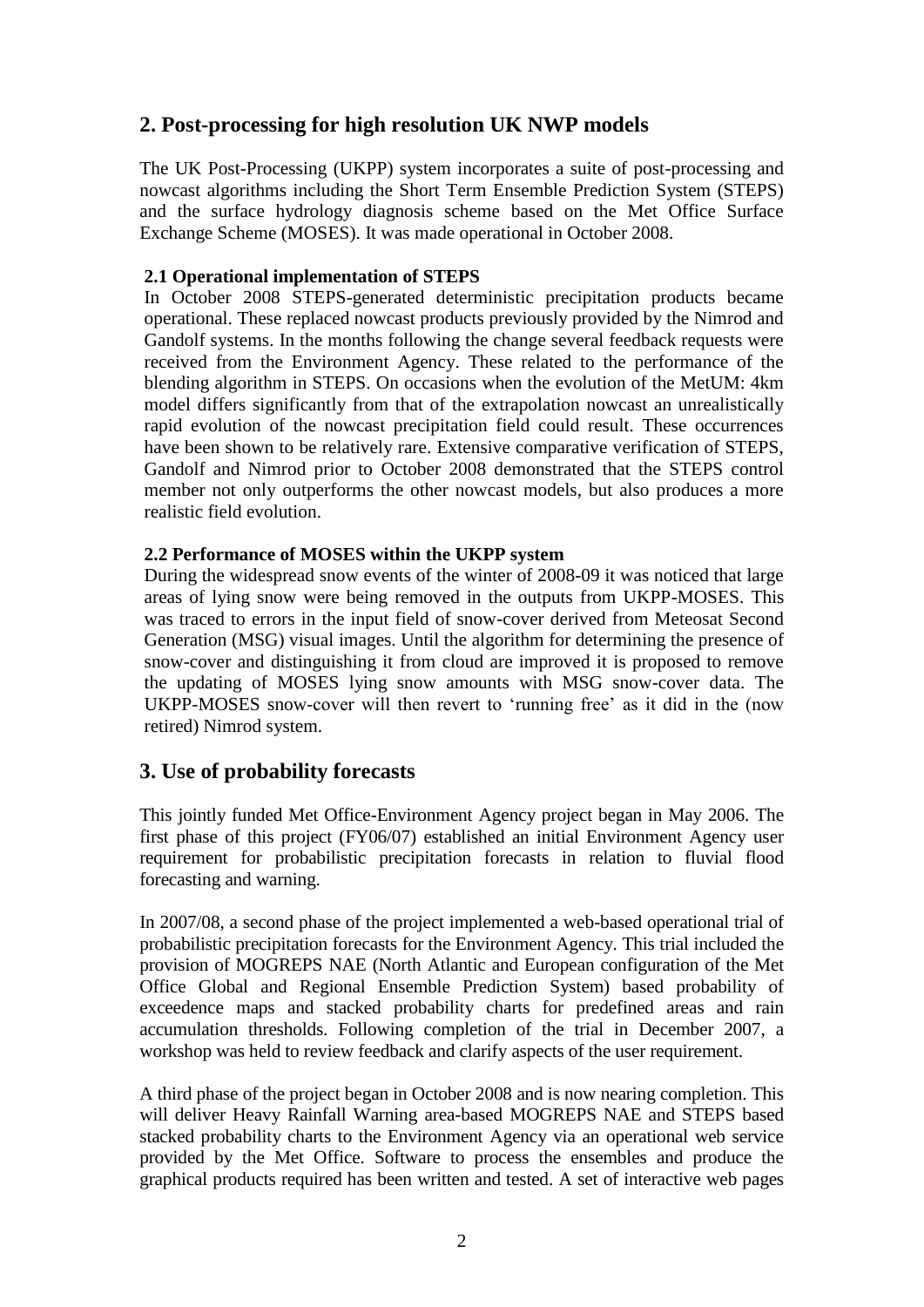## 2. Post-processing for high resolution UK NWP models

The UK Post-Processing (UKPP) system incorporates a suite of post-processing and nowcast algorithms including the Short Term Ensemble Prediction System (STEPS) and the surface hydrology diagnosis scheme based on the Met Office Surface Exchange Scheme (MOSES). It was made operational in October 2008.

### 2.1 Operational implementation of STEPS

In October 2008 STEPS-generated deterministic precipitation products became operational. These replaced nowcast products previously provided by the Nimrod and Gandolf systems. In the months following the change several feedback requests were received from the Environment Agency. These related to the performance of the blending algorithm in STEPS. On occasions when the evolution of the MetUM: 4km model differs significantly from that of the extrapolation nowcast an unrealistically rapid evolution of the nowcast precipitation field could result. These occurrences have been shown to be relatively rare. Extensive comparative verification of STEPS, Gandolf and Nimrod prior to October 2008 demonstrated that the STEPS control member not only outperforms the other nowcast models, but also produces a more realistic field evolution.

### 2.2 Performance of MOSES within the UKPP system

During the widespread snow events of the winter of 2008-09 it was noticed that large areas of lying snow were being removed in the outputs from UKPP-MOSES. This was traced to errors in the input field of snow-cover derived from Meteosat Second Generation (MSG) visual images. Until the algorithm for determining the presence of snow-cover and distinguishing it from cloud are improved it is proposed to remove the updating of MOSES lying snow amounts with MSG snow-cover data. The UKPP-MOSES snow-cover will then revert to 'running free' as it did in the (now retired) Nimrod system.

## 3. Use of probability forecasts

This jointly funded Met Office-Environment Agency project began in May 2006. The first phase of this project (FY06/07) established an initial Environment Agency user requirement for probabilistic precipitation forecasts in relation to fluvial flood forecasting and warning.

In 2007/08, a second phase of the project implemented a web-based operational trial of probabilistic precipitation forecasts for the Environment Agency. This trial included the provision of MOGREPS NAE (North Atlantic and European configuration of the Met Office Global and Regional Ensemble Prediction System) based probability of exceedence maps and stacked probability charts for predefined areas and rain accumulation thresholds. Following completion of the trial in December 2007, a workshop was held to review feedback and clarify aspects of the user requirement.

A third phase of the project began in October 2008 and is now nearing completion. This will deliver Heavy Rainfall Warning area-based MOGREPS NAE and STEPS based stacked probability charts to the Environment Agency via an operational web service provided by the Met Office. Software to process the ensembles and produce the graphical products required has been written and tested. A set of interactive web pages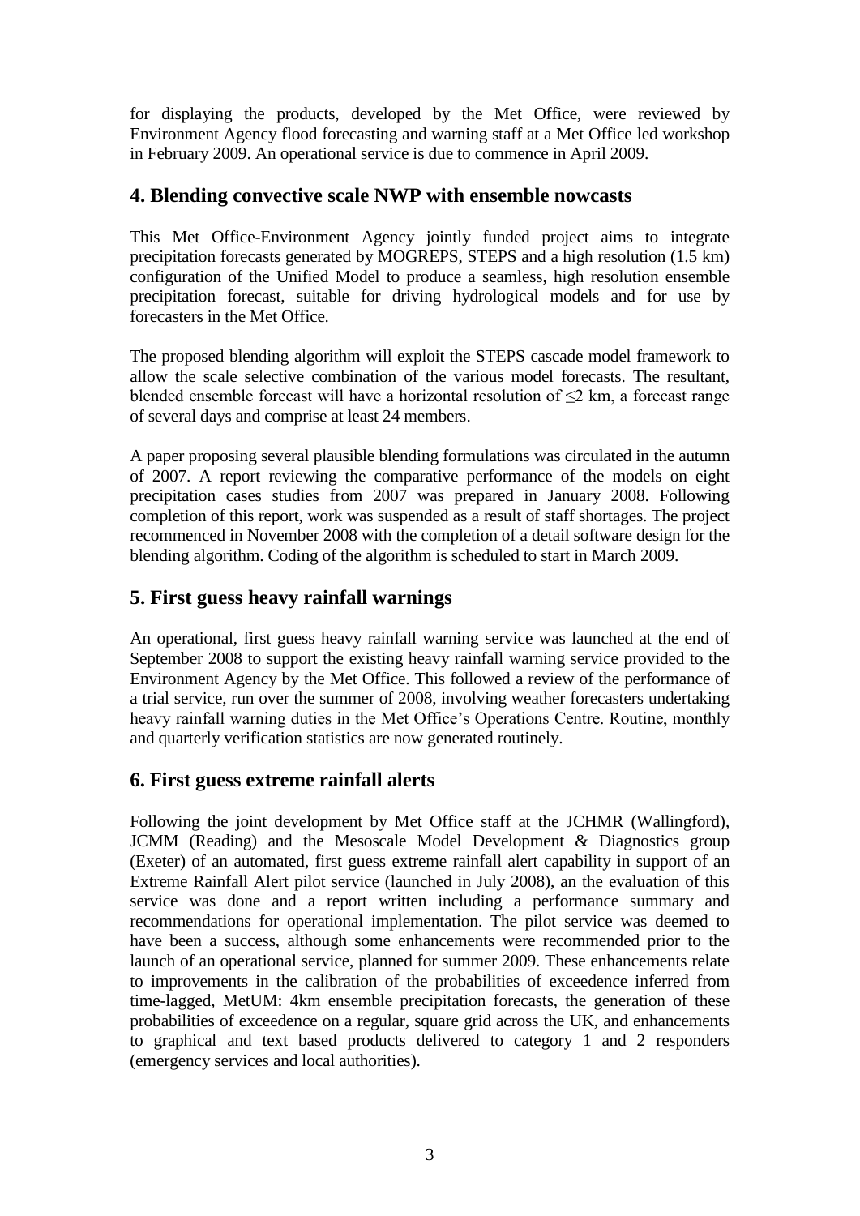for displaying the products, developed by the Met Office, were reviewed by Environment Agency flood forecasting and warning staff at a Met Office led workshop in February 2009. An operational service is due to commence in April 2009.

## 4. Blending convective scale NWP with ensemble nowcasts

This Met Office-Environment Agency jointly funded project aims to integrate precipitation forecasts generated by MOGREPS, STEPS and a high resolution (1.5 km) configuration of the Unified Model to produce a seamless, high resolution ensemble precipitation forecast, suitable for driving hydrological models and for use by forecasters in the Met Office.

The proposed blending algorithm will exploit the STEPS cascade model framework to allow the scale selective combination of the various model forecasts. The resultant, blended ensemble forecast will have a horizontal resolution of ≤2 km, a forecast range of several days and comprise at least 24 members.

A paper proposing several plausible blending formulations was circulated in the autumn of 2007. A report reviewing the comparative performance of the models on eight precipitation cases studies from 2007 was prepared in January 2008. Following completion of this report, work was suspended as a result of staff shortages. The project recommenced in November 2008 with the completion of a detail software design for the blending algorithm. Coding of the algorithm is scheduled to start in March 2009.

## 5. First guess heavy rainfall warnings

An operational, first guess heavy rainfall warning service was launched at the end of September 2008 to support the existing heavy rainfall warning service provided to the Environment Agency by the Met Office. This followed a review of the performance of a trial service, run over the summer of 2008, involving weather forecasters undertaking heavy rainfall warning duties in the Met Office's Operations Centre. Routine, monthly and quarterly verification statistics are now generated routinely.

## 6. First guess extreme rainfall alerts

Following the joint development by Met Office staff at the JCHMR (Wallingford), JCMM (Reading) and the Mesoscale Model Development & Diagnostics group (Exeter) of an automated, first guess extreme rainfall alert capability in support of an Extreme Rainfall Alert pilot service (launched in July 2008), an the evaluation of this service was done and a report written including a performance summary and recommendations for operational implementation. The pilot service was deemed to have been a success, although some enhancements were recommended prior to the launch of an operational service, planned for summer 2009. These enhancements relate to improvements in the calibration of the probabilities of exceedence inferred from time-lagged, MetUM: 4km ensemble precipitation forecasts, the generation of these probabilities of exceedence on a regular, square grid across the UK, and enhancements to graphical and text based products delivered to category 1 and 2 responders (emergency services and local authorities).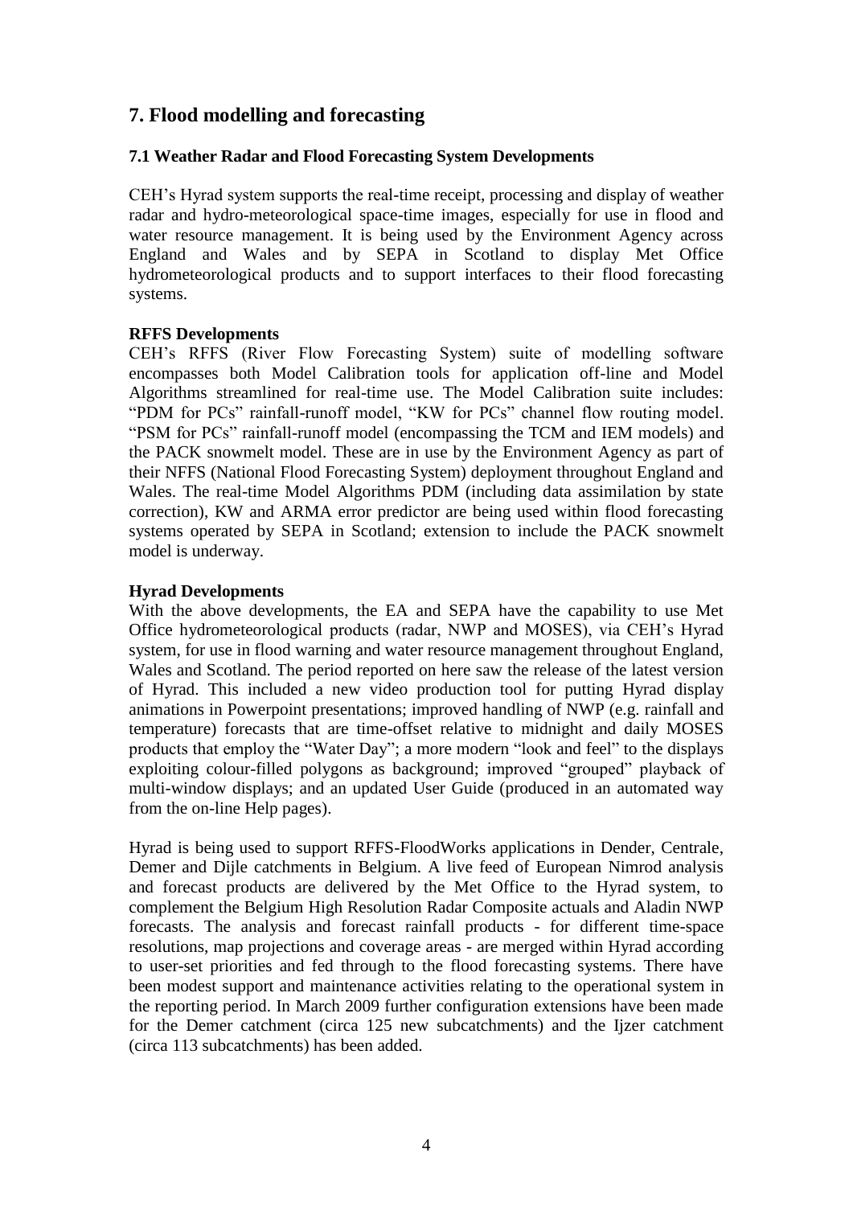## 7. Flood modelling and forecasting

### 7.1 Weather Radar and Flood Forecasting System Developments

CEH's Hyrad system supports the real-time receipt, processing and display of weather radar and hydro-meteorological space-time images, especially for use in flood and water resource management. It is being used by the Environment Agency across England and Wales and by SEPA in Scotland to display Met Office hydrometeorological products and to support interfaces to their flood forecasting systems.

**RFFS Developments**

CEH's RFFS (River Flow Forecasting System) suite of modelling software encompasses both Model Calibration tools for application off-line and Model Algorithms streamlined for real-time use. The Model Calibration suite includes: "PDM for PCs" rainfall-runoff model, "KW for PCs" channel flow routing model. "PSM for PCs" rainfall-runoff model (encompassing the TCM and IEM models) and the PACK snowmelt model. These are in use by the Environment Agency as part of their NFFS (National Flood Forecasting System) deployment throughout England and Wales. The real-time Model Algorithms PDM (including data assimilation by state correction), KW and ARMA error predictor are being used within flood forecasting systems operated by SEPA in Scotland; extension to include the PACK snowmelt model is underway.

**Hyrad Developments**

With the above developments, the EA and SEPA have the capability to use Met Office hydrometeorological products (radar, NWP and MOSES), via CEH's Hyrad system, for use in flood warning and water resource management throughout England, Wales and Scotland. The period reported on here saw the release of the latest version of Hyrad. This included a new video production tool for putting Hyrad display animations in Powerpoint presentations; improved handling of NWP (e.g. rainfall and temperature) forecasts that are time-offset relative to midnight and daily MOSES products that employ the "Water Day"; a more modern "look and feel" to the displays exploiting colour-filled polygons as background; improved "grouped" playback of multi-window displays; and an updated User Guide (produced in an automated way from the on-line Help pages).

Hyrad is being used to support RFFS-FloodWorks applications in Dender, Centrale, Demer and Dijle catchments in Belgium. A live feed of European Nimrod analysis and forecast products are delivered by the Met Office to the Hyrad system, to complement the Belgium High Resolution Radar Composite actuals and Aladin NWP forecasts. The analysis and forecast rainfall products - for different time-space resolutions, map projections and coverage areas - are merged within Hyrad according to user-set priorities and fed through to the flood forecasting systems. There have been modest support and maintenance activities relating to the operational system in the reporting period. In March 2009 further configuration extensions have been made for the Demer catchment (circa 125 new subcatchments) and the Ijzer catchment (circa 113 subcatchments) has been added.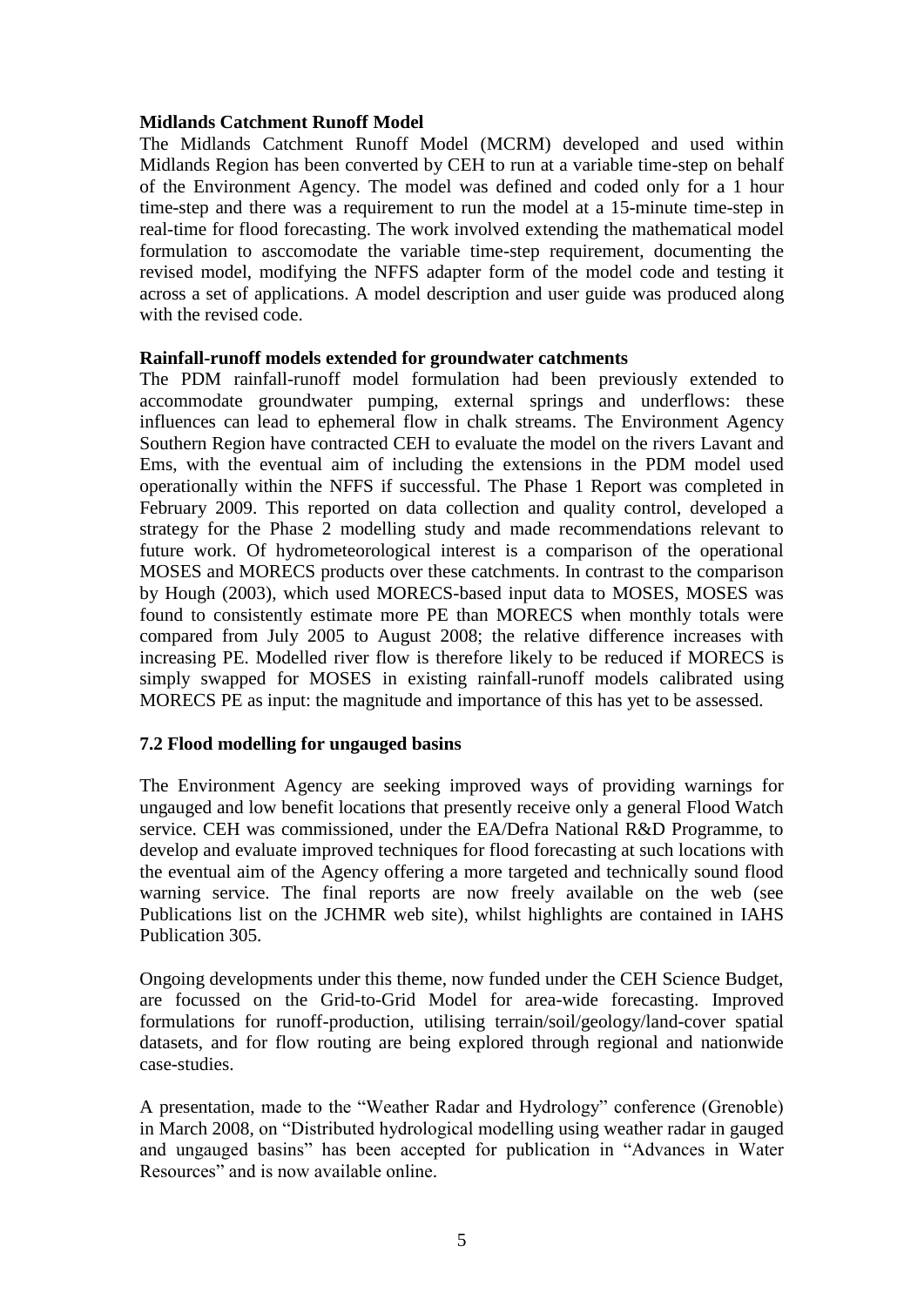**Midlands Catchment Runoff Model**

The Midlands Catchment Runoff Model (MCRM) developed and used within Midlands Region has been converted by CEH to run at a variable time-step on behalf of the Environment Agency. The model was defined and coded only for a 1 hour time-step and there was a requirement to run the model at a 15-minute time-step in real-time for flood forecasting. The work involved extending the mathematical model formulation to asccomodate the variable time-step requirement, documenting the revised model, modifying the NFFS adapter form of the model code and testing it across a set of applications. A model description and user guide was produced along with the revised code.

**Rainfall-runoff models extended for groundwater catchments**

The PDM rainfall-runoff model formulation had been previously extended to accommodate groundwater pumping, external springs and underflows: these influences can lead to ephemeral flow in chalk streams. The Environment Agency Southern Region have contracted CEH to evaluate the model on the rivers Lavant and Ems, with the eventual aim of including the extensions in the PDM model used operationally within the NFFS if successful. The Phase 1 Report was completed in February 2009. This reported on data collection and quality control, developed a strategy for the Phase 2 modelling study and made recommendations relevant to future work. Of hydrometeorological interest is a comparison of the operational MOSES and MORECS products over these catchments. In contrast to the comparison by Hough (2003), which used MORECS-based input data to MOSES, MOSES was found to consistently estimate more PE than MORECS when monthly totals were compared from July 2005 to August 2008; the relative difference increases with increasing PE. Modelled river flow is therefore likely to be reduced if MORECS is simply swapped for MOSES in existing rainfall-runoff models calibrated using MORECS PE as input: the magnitude and importance of this has yet to be assessed.

## 7.2 Flood modelling for ungauged basins

The Environment Agency are seeking improved ways of providing warnings for ungauged and low benefit locations that presently receive only a general Flood Watch service. CEH was commissioned, under the EA/Defra National R&D Programme, to develop and evaluate improved techniques for flood forecasting at such locations with the eventual aim of the Agency offering a more targeted and technically sound flood warning service. The final reports are now freely available on the web (see Publications list on the JCHMR web site), whilst highlights are contained in IAHS Publication 305.

Ongoing developments under this theme, now funded under the CEH Science Budget, are focussed on the Grid-to-Grid Model for area-wide forecasting. Improved formulations for runoff-production, utilising terrain/soil/geology/land-cover spatial datasets, and for flow routing are being explored through regional and nationwide case-studies.

A presentation, made to the "Weather Radar and Hydrology" conference (Grenoble) in March 2008, on "Distributed hydrological modelling using weather radar in gauged and ungauged basins" has been accepted for publication in "Advances in Water Resources" and is now available online.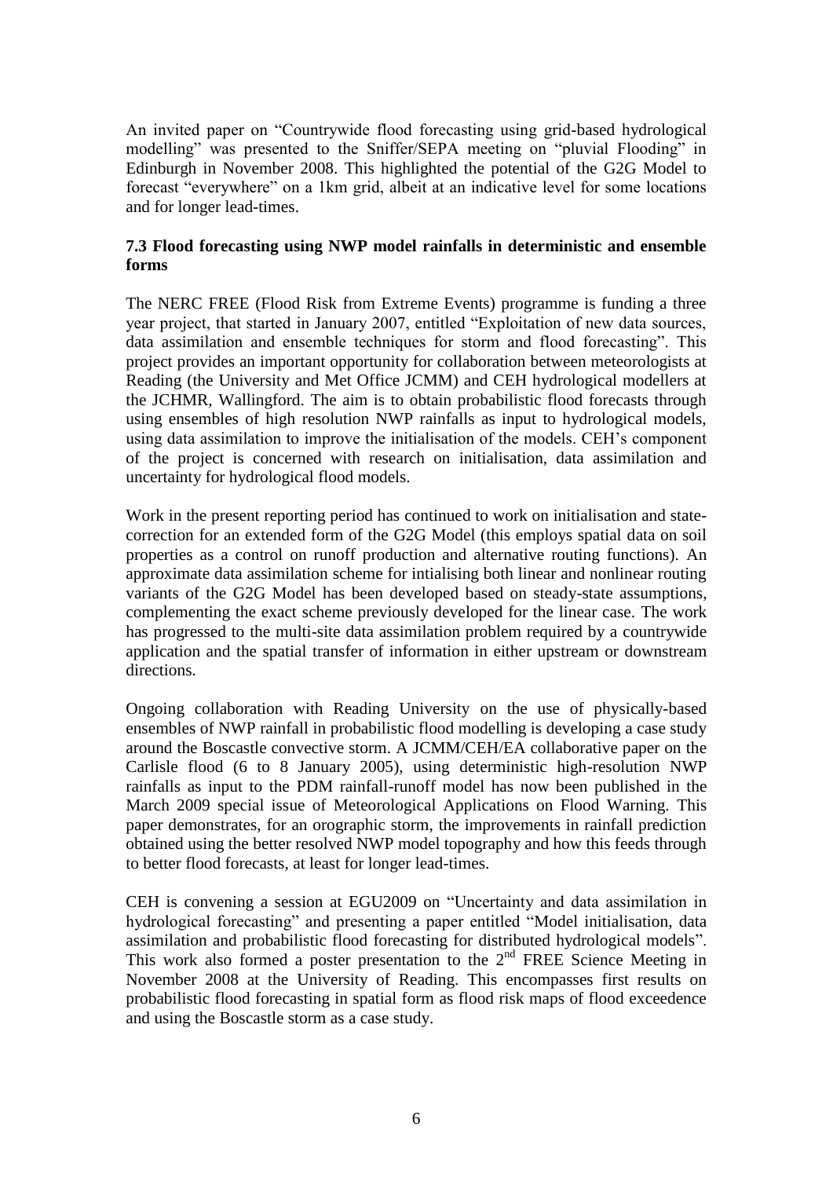An invited paper on "Countrywide flood forecasting using grid-based hydrological modelling" was presented to the Sniffer/SEPA meeting on "pluvial Flooding" in Edinburgh in November 2008. This highlighted the potential of the G2G Model to forecast "everywhere" on a 1km grid, albeit at an indicative level for some locations and for longer lead-times.

### 7.3 Flood forecasting using NWP model rainfalls in deterministic and ensemble forms

The NERC FREE (Flood Risk from Extreme Events) programme is funding a three year project, that started in January 2007, entitled "Exploitation of new data sources, data assimilation and ensemble techniques for storm and flood forecasting". This project provides an important opportunity for collaboration between meteorologists at Reading (the University and Met Office JCMM) and CEH hydrological modellers at the JCHMR, Wallingford. The aim is to obtain probabilistic flood forecasts through using ensembles of high resolution NWP rainfalls as input to hydrological models, using data assimilation to improve the initialisation of the models. CEH's component of the project is concerned with research on initialisation, data assimilation and uncertainty for hydrological flood models.

Work in the present reporting period has continued to work on initialisation and state-correction for an extended form of the G2G Model (this employs spatial data on soil properties as a control on runoff production and alternative routing functions). An approximate data assimilation scheme for intialising both linear and nonlinear routing variants of the G2G Model has been developed based on steady-state assumptions, complementing the exact scheme previously developed for the linear case. The work has progressed to the multi-site data assimilation problem required by a countrywide application and the spatial transfer of information in either upstream or downstream directions.

Ongoing collaboration with Reading University on the use of physically-based ensembles of NWP rainfall in probabilistic flood modelling is developing a case study around the Boscastle convective storm. A JCMM/CEH/EA collaborative paper on the Carlisle flood (6 to 8 January 2005), using deterministic high-resolution NWP rainfalls as input to the PDM rainfall-runoff model has now been published in the March 2009 special issue of Meteorological Applications on Flood Warning. This paper demonstrates, for an orographic storm, the improvements in rainfall prediction obtained using the better resolved NWP model topography and how this feeds through to better flood forecasts, at least for longer lead-times.

CEH is convening a session at EGU2009 on "Uncertainty and data assimilation in hydrological forecasting" and presenting a paper entitled "Model initialisation, data assimilation and probabilistic flood forecasting for distributed hydrological models". This work also formed a poster presentation to the 2nd FREE Science Meeting in November 2008 at the University of Reading. This encompasses first results on probabilistic flood forecasting in spatial form as flood risk maps of flood exceedence and using the Boscastle storm as a case study.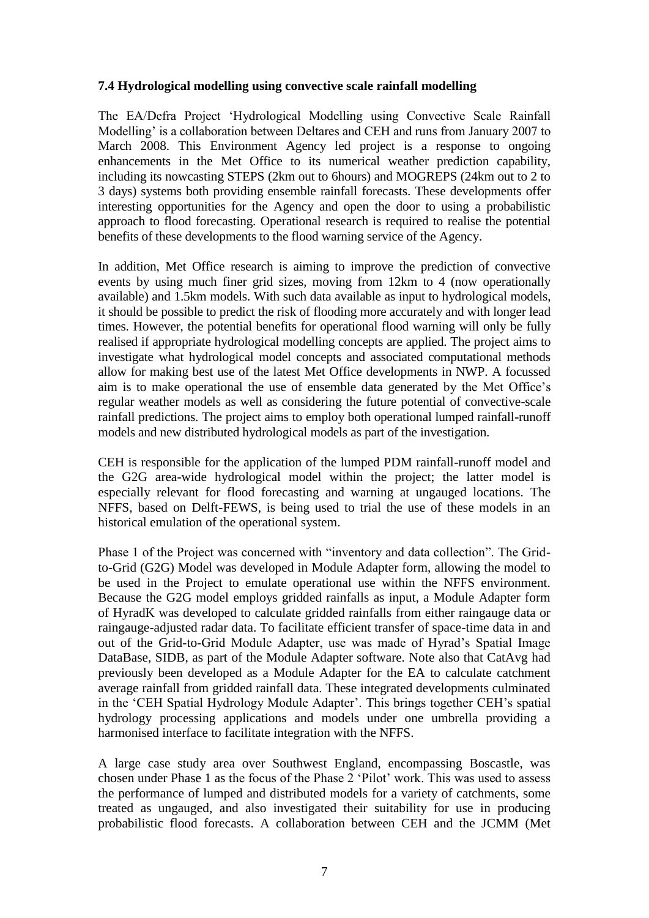### 7.4 Hydrological modelling using convective scale rainfall modelling

The EA/Defra Project 'Hydrological Modelling using Convective Scale Rainfall Modelling' is a collaboration between Deltares and CEH and runs from January 2007 to March 2008. This Environment Agency led project is a response to ongoing enhancements in the Met Office to its numerical weather prediction capability, including its nowcasting STEPS (2km out to 6hours) and MOGREPS (24km out to 2 to 3 days) systems both providing ensemble rainfall forecasts. These developments offer interesting opportunities for the Agency and open the door to using a probabilistic approach to flood forecasting. Operational research is required to realise the potential benefits of these developments to the flood warning service of the Agency.

In addition, Met Office research is aiming to improve the prediction of convective events by using much finer grid sizes, moving from 12km to 4 (now operationally available) and 1.5km models. With such data available as input to hydrological models, it should be possible to predict the risk of flooding more accurately and with longer lead times. However, the potential benefits for operational flood warning will only be fully realised if appropriate hydrological modelling concepts are applied. The project aims to investigate what hydrological model concepts and associated computational methods allow for making best use of the latest Met Office developments in NWP. A focussed aim is to make operational the use of ensemble data generated by the Met Office's regular weather models as well as considering the future potential of convective-scale rainfall predictions. The project aims to employ both operational lumped rainfall-runoff models and new distributed hydrological models as part of the investigation.

CEH is responsible for the application of the lumped PDM rainfall-runoff model and the G2G area-wide hydrological model within the project; the latter model is especially relevant for flood forecasting and warning at ungauged locations. The NFFS, based on Delft-FEWS, is being used to trial the use of these models in an historical emulation of the operational system.

Phase 1 of the Project was concerned with "inventory and data collection". The Grid-to-Grid (G2G) Model was developed in Module Adapter form, allowing the model to be used in the Project to emulate operational use within the NFFS environment. Because the G2G model employs gridded rainfalls as input, a Module Adapter form of HyradK was developed to calculate gridded rainfalls from either raingauge data or raingauge-adjusted radar data. To facilitate efficient transfer of space-time data in and out of the Grid-to-Grid Module Adapter, use was made of Hyrad's Spatial Image DataBase, SIDB, as part of the Module Adapter software. Note also that CatAvg had previously been developed as a Module Adapter for the EA to calculate catchment average rainfall from gridded rainfall data. These integrated developments culminated in the 'CEH Spatial Hydrology Module Adapter'. This brings together CEH's spatial hydrology processing applications and models under one umbrella providing a harmonised interface to facilitate integration with the NFFS.

A large case study area over Southwest England, encompassing Boscastle, was chosen under Phase 1 as the focus of the Phase 2 'Pilot' work. This was used to assess the performance of lumped and distributed models for a variety of catchments, some treated as ungauged, and also investigated their suitability for use in producing probabilistic flood forecasts. A collaboration between CEH and the JCMM (Met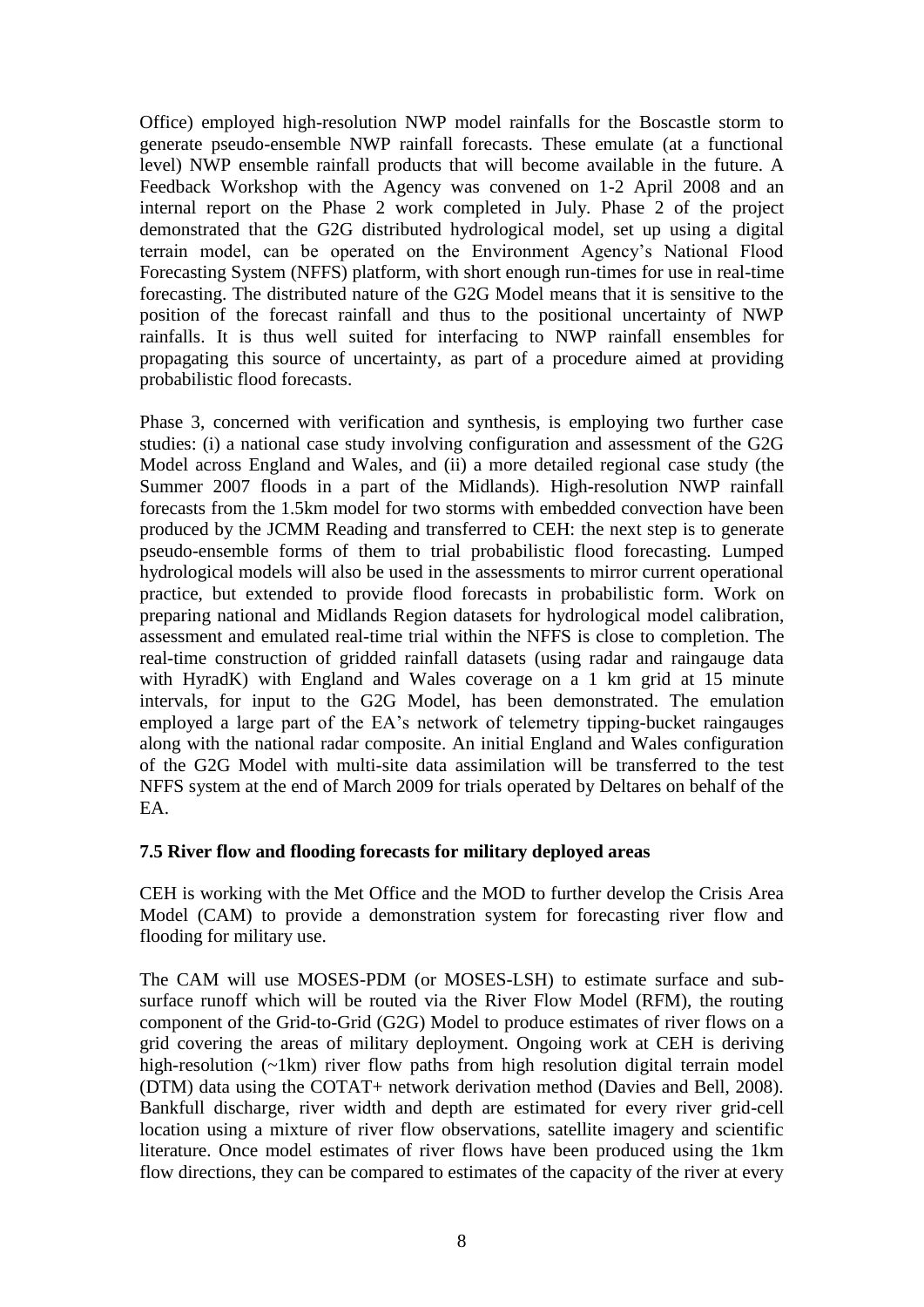Office) employed high-resolution NWP model rainfalls for the Boscastle storm to generate pseudo-ensemble NWP rainfall forecasts. These emulate (at a functional level) NWP ensemble rainfall products that will become available in the future. A Feedback Workshop with the Agency was convened on 1-2 April 2008 and an internal report on the Phase 2 work completed in July. Phase 2 of the project demonstrated that the G2G distributed hydrological model, set up using a digital terrain model, can be operated on the Environment Agency's National Flood Forecasting System (NFFS) platform, with short enough run-times for use in real-time forecasting. The distributed nature of the G2G Model means that it is sensitive to the position of the forecast rainfall and thus to the positional uncertainty of NWP rainfalls. It is thus well suited for interfacing to NWP rainfall ensembles for propagating this source of uncertainty, as part of a procedure aimed at providing probabilistic flood forecasts.

Phase 3, concerned with verification and synthesis, is employing two further case studies: (i) a national case study involving configuration and assessment of the G2G Model across England and Wales, and (ii) a more detailed regional case study (the Summer 2007 floods in a part of the Midlands). High-resolution NWP rainfall forecasts from the 1.5km model for two storms with embedded convection have been produced by the JCMM Reading and transferred to CEH: the next step is to generate pseudo-ensemble forms of them to trial probabilistic flood forecasting. Lumped hydrological models will also be used in the assessments to mirror current operational practice, but extended to provide flood forecasts in probabilistic form. Work on preparing national and Midlands Region datasets for hydrological model calibration, assessment and emulated real-time trial within the NFFS is close to completion. The real-time construction of gridded rainfall datasets (using radar and raingauge data with HyradK) with England and Wales coverage on a 1 km grid at 15 minute intervals, for input to the G2G Model, has been demonstrated. The emulation employed a large part of the EA's network of telemetry tipping-bucket raingauges along with the national radar composite. An initial England and Wales configuration of the G2G Model with multi-site data assimilation will be transferred to the test NFFS system at the end of March 2009 for trials operated by Deltares on behalf of the EA.

### 7.5 River flow and flooding forecasts for military deployed areas

CEH is working with the Met Office and the MOD to further develop the Crisis Area Model (CAM) to provide a demonstration system for forecasting river flow and flooding for military use.

The CAM will use MOSES-PDM (or MOSES-LSH) to estimate surface and sub-surface runoff which will be routed via the River Flow Model (RFM), the routing component of the Grid-to-Grid (G2G) Model to produce estimates of river flows on a grid covering the areas of military deployment. Ongoing work at CEH is deriving high-resolution (~1km) river flow paths from high resolution digital terrain model (DTM) data using the COTAT+ network derivation method (Davies and Bell, 2008). Bankfull discharge, river width and depth are estimated for every river grid-cell location using a mixture of river flow observations, satellite imagery and scientific literature. Once model estimates of river flows have been produced using the 1km flow directions, they can be compared to estimates of the capacity of the river at every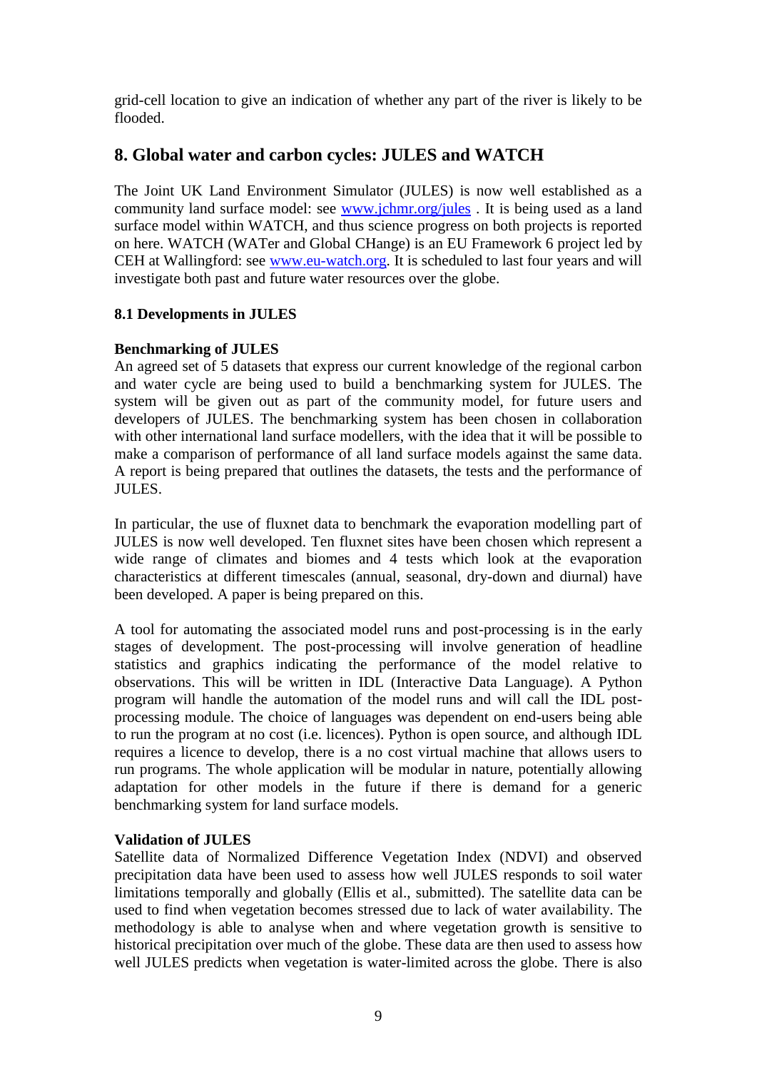grid-cell location to give an indication of whether any part of the river is likely to be flooded.

## 8. Global water and carbon cycles: JULES and WATCH

The Joint UK Land Environment Simulator (JULES) is now well established as a community land surface model: see www.jchmr.org/jules . It is being used as a land surface model within WATCH, and thus science progress on both projects is reported on here. WATCH (WATer and Global CHange) is an EU Framework 6 project led by CEH at Wallingford: see www.eu-watch.org. It is scheduled to last four years and will investigate both past and future water resources over the globe.

### 8.1 Developments in JULES

**Benchmarking of JULES**
An agreed set of 5 datasets that express our current knowledge of the regional carbon and water cycle are being used to build a benchmarking system for JULES. The system will be given out as part of the community model, for future users and developers of JULES. The benchmarking system has been chosen in collaboration with other international land surface modellers, with the idea that it will be possible to make a comparison of performance of all land surface models against the same data. A report is being prepared that outlines the datasets, the tests and the performance of JULES.

In particular, the use of fluxnet data to benchmark the evaporation modelling part of JULES is now well developed. Ten fluxnet sites have been chosen which represent a wide range of climates and biomes and 4 tests which look at the evaporation characteristics at different timescales (annual, seasonal, dry-down and diurnal) have been developed. A paper is being prepared on this.

A tool for automating the associated model runs and post-processing is in the early stages of development. The post-processing will involve generation of headline statistics and graphics indicating the performance of the model relative to observations. This will be written in IDL (Interactive Data Language). A Python program will handle the automation of the model runs and will call the IDL post-processing module. The choice of languages was dependent on end-users being able to run the program at no cost (i.e. licences). Python is open source, and although IDL requires a licence to develop, there is a no cost virtual machine that allows users to run programs. The whole application will be modular in nature, potentially allowing adaptation for other models in the future if there is demand for a generic benchmarking system for land surface models.

**Validation of JULES**
Satellite data of Normalized Difference Vegetation Index (NDVI) and observed precipitation data have been used to assess how well JULES responds to soil water limitations temporally and globally (Ellis et al., submitted). The satellite data can be used to find when vegetation becomes stressed due to lack of water availability. The methodology is able to analyse when and where vegetation growth is sensitive to historical precipitation over much of the globe. These data are then used to assess how well JULES predicts when vegetation is water-limited across the globe. There is also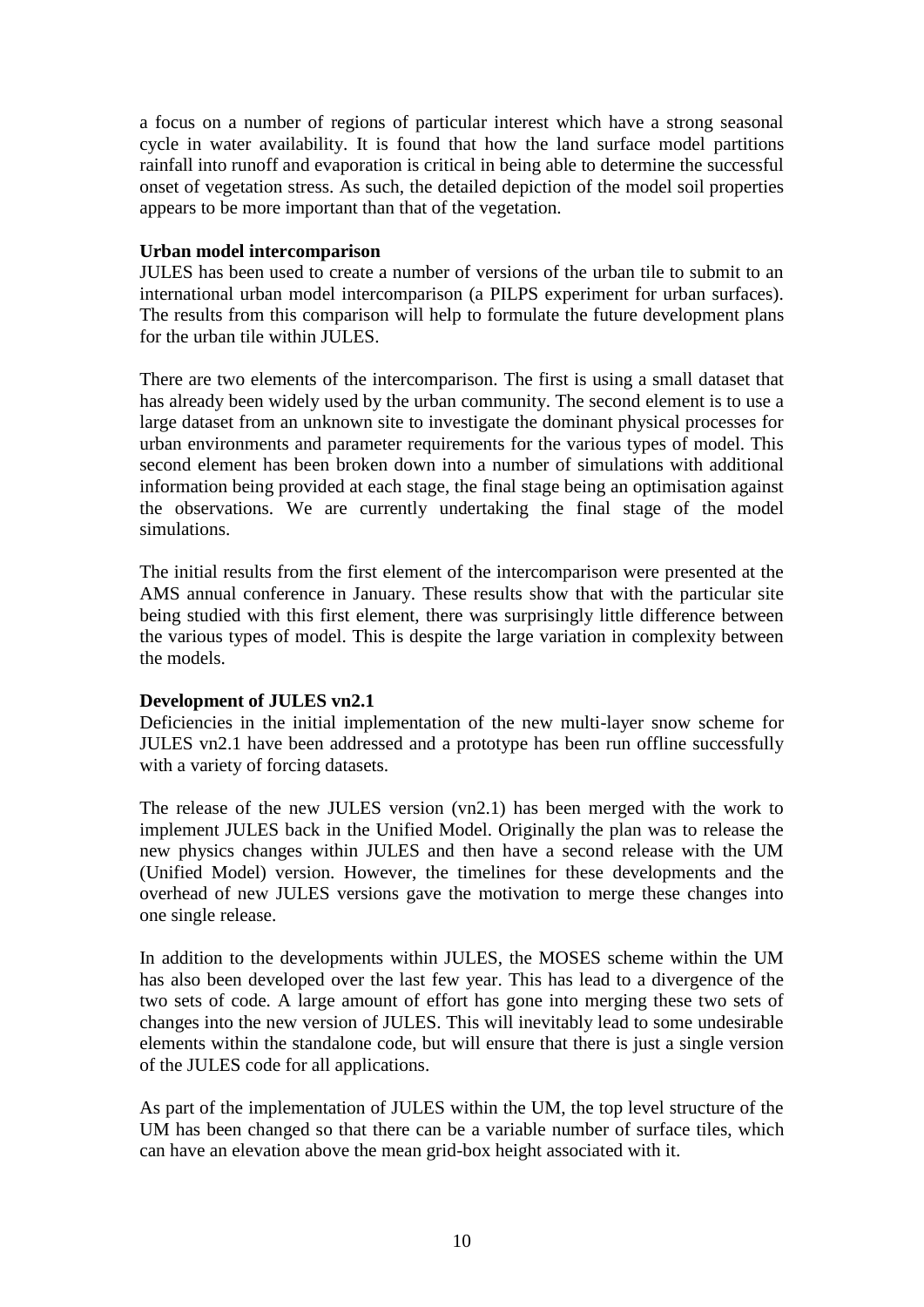a focus on a number of regions of particular interest which have a strong seasonal cycle in water availability. It is found that how the land surface model partitions rainfall into runoff and evaporation is critical in being able to determine the successful onset of vegetation stress. As such, the detailed depiction of the model soil properties appears to be more important than that of the vegetation.

**Urban model intercomparison**

JULES has been used to create a number of versions of the urban tile to submit to an international urban model intercomparison (a PILPS experiment for urban surfaces). The results from this comparison will help to formulate the future development plans for the urban tile within JULES.

There are two elements of the intercomparison. The first is using a small dataset that has already been widely used by the urban community. The second element is to use a large dataset from an unknown site to investigate the dominant physical processes for urban environments and parameter requirements for the various types of model. This second element has been broken down into a number of simulations with additional information being provided at each stage, the final stage being an optimisation against the observations. We are currently undertaking the final stage of the model simulations.

The initial results from the first element of the intercomparison were presented at the AMS annual conference in January. These results show that with the particular site being studied with this first element, there was surprisingly little difference between the various types of model. This is despite the large variation in complexity between the models.

**Development of JULES vn2.1**

Deficiencies in the initial implementation of the new multi-layer snow scheme for JULES vn2.1 have been addressed and a prototype has been run offline successfully with a variety of forcing datasets.

The release of the new JULES version (vn2.1) has been merged with the work to implement JULES back in the Unified Model. Originally the plan was to release the new physics changes within JULES and then have a second release with the UM (Unified Model) version. However, the timelines for these developments and the overhead of new JULES versions gave the motivation to merge these changes into one single release.

In addition to the developments within JULES, the MOSES scheme within the UM has also been developed over the last few year. This has lead to a divergence of the two sets of code. A large amount of effort has gone into merging these two sets of changes into the new version of JULES. This will inevitably lead to some undesirable elements within the standalone code, but will ensure that there is just a single version of the JULES code for all applications.

As part of the implementation of JULES within the UM, the top level structure of the UM has been changed so that there can be a variable number of surface tiles, which can have an elevation above the mean grid-box height associated with it.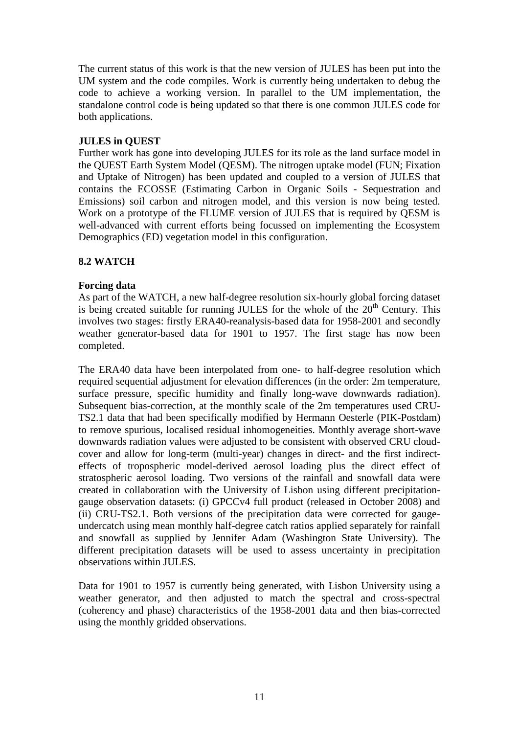The current status of this work is that the new version of JULES has been put into the UM system and the code compiles. Work is currently being undertaken to debug the code to achieve a working version. In parallel to the UM implementation, the standalone control code is being updated so that there is one common JULES code for both applications.

**JULES in QUEST**

Further work has gone into developing JULES for its role as the land surface model in the QUEST Earth System Model (QESM). The nitrogen uptake model (FUN; Fixation and Uptake of Nitrogen) has been updated and coupled to a version of JULES that contains the ECOSSE (Estimating Carbon in Organic Soils - Sequestration and Emissions) soil carbon and nitrogen model, and this version is now being tested. Work on a prototype of the FLUME version of JULES that is required by QESM is well-advanced with current efforts being focussed on implementing the Ecosystem Demographics (ED) vegetation model in this configuration.

## 8.2 WATCH

**Forcing data**

As part of the WATCH, a new half-degree resolution six-hourly global forcing dataset is being created suitable for running JULES for the whole of the $20^{th}$ Century. This involves two stages: firstly ERA40-reanalysis-based data for 1958-2001 and secondly weather generator-based data for 1901 to 1957. The first stage has now been completed.

The ERA40 data have been interpolated from one- to half-degree resolution which required sequential adjustment for elevation differences (in the order: 2m temperature, surface pressure, specific humidity and finally long-wave downwards radiation). Subsequent bias-correction, at the monthly scale of the 2m temperatures used CRU-TS2.1 data that had been specifically modified by Hermann Oesterle (PIK-Postdam) to remove spurious, localised residual inhomogeneities. Monthly average short-wave downwards radiation values were adjusted to be consistent with observed CRU cloud-cover and allow for long-term (multi-year) changes in direct- and the first indirect-effects of tropospheric model-derived aerosol loading plus the direct effect of stratospheric aerosol loading. Two versions of the rainfall and snowfall data were created in collaboration with the University of Lisbon using different precipitation-gauge observation datasets: (i) GPCCv4 full product (released in October 2008) and (ii) CRU-TS2.1. Both versions of the precipitation data were corrected for gauge-undercatch using mean monthly half-degree catch ratios applied separately for rainfall and snowfall as supplied by Jennifer Adam (Washington State University). The different precipitation datasets will be used to assess uncertainty in precipitation observations within JULES.

Data for 1901 to 1957 is currently being generated, with Lisbon University using a weather generator, and then adjusted to match the spectral and cross-spectral (coherency and phase) characteristics of the 1958-2001 data and then bias-corrected using the monthly gridded observations.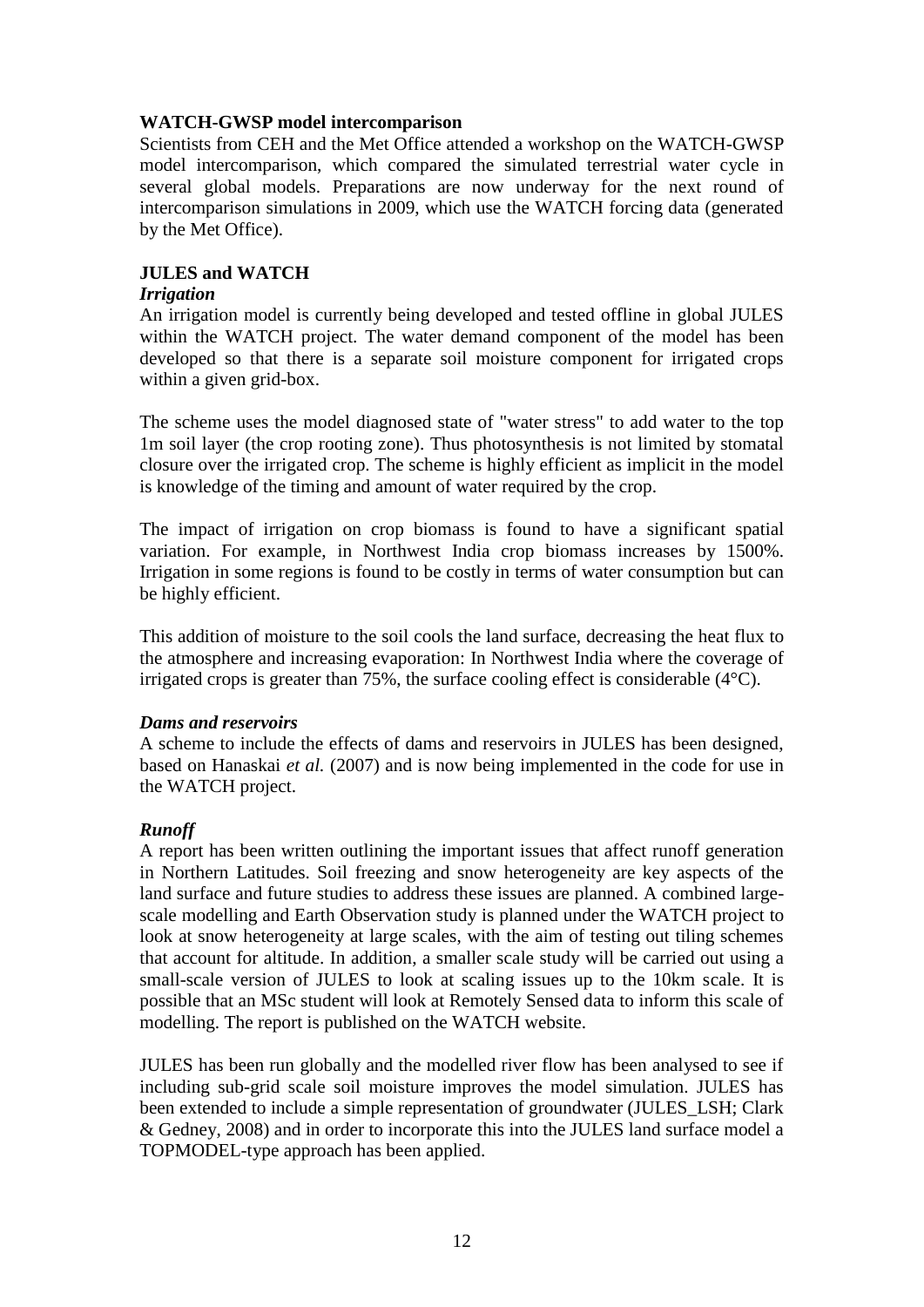**WATCH-GWSP model intercomparison**

Scientists from CEH and the Met Office attended a workshop on the WATCH-GWSP model intercomparison, which compared the simulated terrestrial water cycle in several global models. Preparations are now underway for the next round of intercomparison simulations in 2009, which use the WATCH forcing data (generated by the Met Office).

**JULES and WATCH**

***Irrigation***

An irrigation model is currently being developed and tested offline in global JULES within the WATCH project. The water demand component of the model has been developed so that there is a separate soil moisture component for irrigated crops within a given grid-box.

The scheme uses the model diagnosed state of "water stress" to add water to the top 1m soil layer (the crop rooting zone). Thus photosynthesis is not limited by stomatal closure over the irrigated crop. The scheme is highly efficient as implicit in the model is knowledge of the timing and amount of water required by the crop.

The impact of irrigation on crop biomass is found to have a significant spatial variation. For example, in Northwest India crop biomass increases by 1500%. Irrigation in some regions is found to be costly in terms of water consumption but can be highly efficient.

This addition of moisture to the soil cools the land surface, decreasing the heat flux to the atmosphere and increasing evaporation: In Northwest India where the coverage of irrigated crops is greater than 75%, the surface cooling effect is considerable (4°C).

***Dams and reservoirs***

A scheme to include the effects of dams and reservoirs in JULES has been designed, based on Hanaskai *et al.* (2007) and is now being implemented in the code for use in the WATCH project.

***Runoff***

A report has been written outlining the important issues that affect runoff generation in Northern Latitudes. Soil freezing and snow heterogeneity are key aspects of the land surface and future studies to address these issues are planned. A combined large-scale modelling and Earth Observation study is planned under the WATCH project to look at snow heterogeneity at large scales, with the aim of testing out tiling schemes that account for altitude. In addition, a smaller scale study will be carried out using a small-scale version of JULES to look at scaling issues up to the 10km scale. It is possible that an MSc student will look at Remotely Sensed data to inform this scale of modelling. The report is published on the WATCH website.

JULES has been run globally and the modelled river flow has been analysed to see if including sub-grid scale soil moisture improves the model simulation. JULES has been extended to include a simple representation of groundwater (JULES_LSH; Clark & Gedney, 2008) and in order to incorporate this into the JULES land surface model a TOPMODEL-type approach has been applied.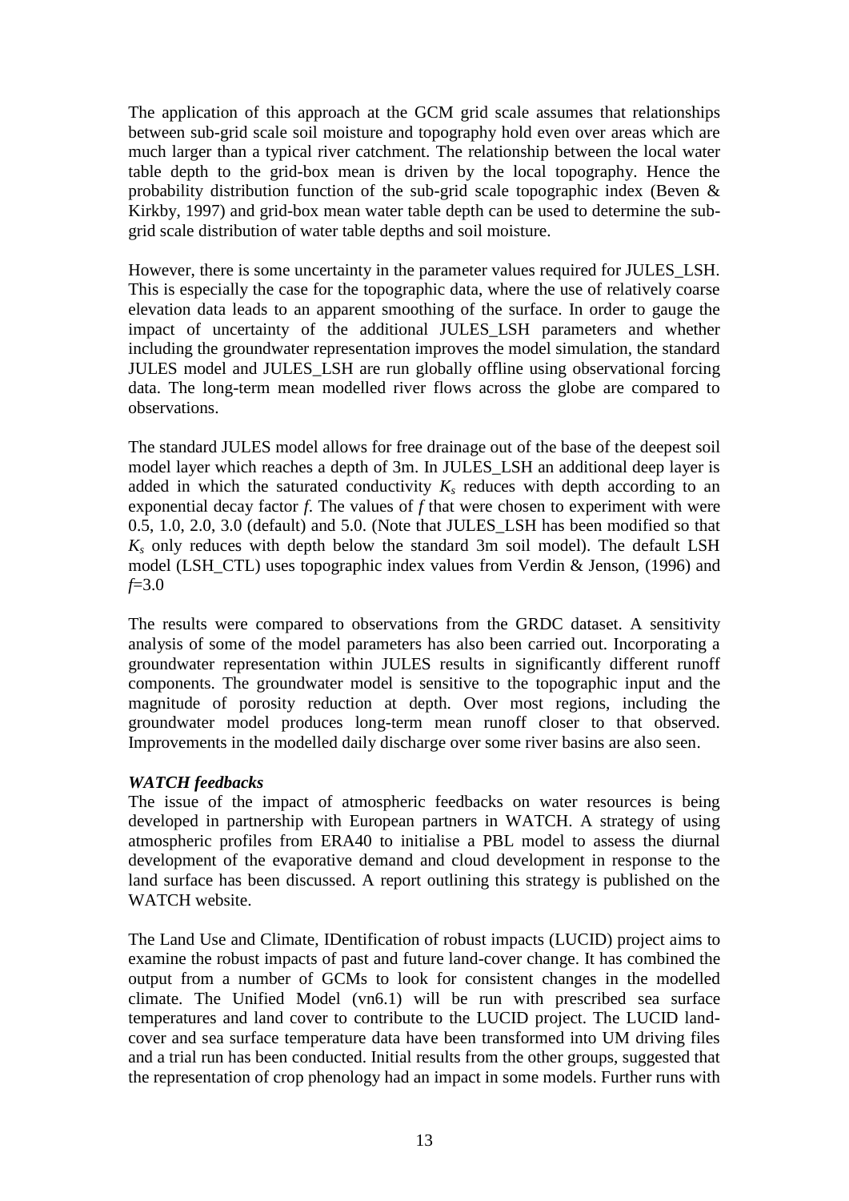The application of this approach at the GCM grid scale assumes that relationships between sub-grid scale soil moisture and topography hold even over areas which are much larger than a typical river catchment. The relationship between the local water table depth to the grid-box mean is driven by the local topography. Hence the probability distribution function of the sub-grid scale topographic index (Beven & Kirkby, 1997) and grid-box mean water table depth can be used to determine the sub-grid scale distribution of water table depths and soil moisture.

However, there is some uncertainty in the parameter values required for JULES_LSH. This is especially the case for the topographic data, where the use of relatively coarse elevation data leads to an apparent smoothing of the surface. In order to gauge the impact of uncertainty of the additional JULES_LSH parameters and whether including the groundwater representation improves the model simulation, the standard JULES model and JULES_LSH are run globally offline using observational forcing data. The long-term mean modelled river flows across the globe are compared to observations.

The standard JULES model allows for free drainage out of the base of the deepest soil model layer which reaches a depth of 3m. In JULES_LSH an additional deep layer is added in which the saturated conductivity $K_s$ reduces with depth according to an exponential decay factor $f$. The values of $f$ that were chosen to experiment with were 0.5, 1.0, 2.0, 3.0 (default) and 5.0. (Note that JULES_LSH has been modified so that $K_s$ only reduces with depth below the standard 3m soil model). The default LSH model (LSH_CTL) uses topographic index values from Verdin & Jenson, (1996) and $f$=3.0

The results were compared to observations from the GRDC dataset. A sensitivity analysis of some of the model parameters has also been carried out. Incorporating a groundwater representation within JULES results in significantly different runoff components. The groundwater model is sensitive to the topographic input and the magnitude of porosity reduction at depth. Over most regions, including the groundwater model produces long-term mean runoff closer to that observed. Improvements in the modelled daily discharge over some river basins are also seen.

***WATCH feedbacks***

The issue of the impact of atmospheric feedbacks on water resources is being developed in partnership with European partners in WATCH. A strategy of using atmospheric profiles from ERA40 to initialise a PBL model to assess the diurnal development of the evaporative demand and cloud development in response to the land surface has been discussed. A report outlining this strategy is published on the WATCH website.

The Land Use and Climate, IDentification of robust impacts (LUCID) project aims to examine the robust impacts of past and future land-cover change. It has combined the output from a number of GCMs to look for consistent changes in the modelled climate. The Unified Model (vn6.1) will be run with prescribed sea surface temperatures and land cover to contribute to the LUCID project. The LUCID land-cover and sea surface temperature data have been transformed into UM driving files and a trial run has been conducted. Initial results from the other groups, suggested that the representation of crop phenology had an impact in some models. Further runs with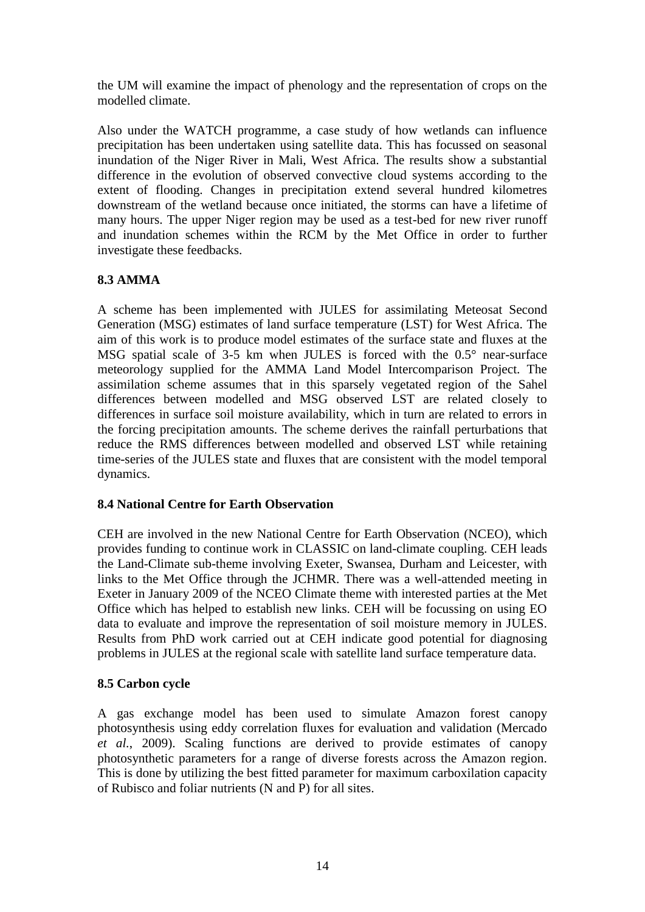the UM will examine the impact of phenology and the representation of crops on the modelled climate.

Also under the WATCH programme, a case study of how wetlands can influence precipitation has been undertaken using satellite data. This has focussed on seasonal inundation of the Niger River in Mali, West Africa. The results show a substantial difference in the evolution of observed convective cloud systems according to the extent of flooding. Changes in precipitation extend several hundred kilometres downstream of the wetland because once initiated, the storms can have a lifetime of many hours. The upper Niger region may be used as a test-bed for new river runoff and inundation schemes within the RCM by the Met Office in order to further investigate these feedbacks.

### 8.3 AMMA

A scheme has been implemented with JULES for assimilating Meteosat Second Generation (MSG) estimates of land surface temperature (LST) for West Africa. The aim of this work is to produce model estimates of the surface state and fluxes at the MSG spatial scale of 3-5 km when JULES is forced with the 0.5° near-surface meteorology supplied for the AMMA Land Model Intercomparison Project. The assimilation scheme assumes that in this sparsely vegetated region of the Sahel differences between modelled and MSG observed LST are related closely to differences in surface soil moisture availability, which in turn are related to errors in the forcing precipitation amounts. The scheme derives the rainfall perturbations that reduce the RMS differences between modelled and observed LST while retaining time-series of the JULES state and fluxes that are consistent with the model temporal dynamics.

### 8.4 National Centre for Earth Observation

CEH are involved in the new National Centre for Earth Observation (NCEO), which provides funding to continue work in CLASSIC on land-climate coupling. CEH leads the Land-Climate sub-theme involving Exeter, Swansea, Durham and Leicester, with links to the Met Office through the JCHMR. There was a well-attended meeting in Exeter in January 2009 of the NCEO Climate theme with interested parties at the Met Office which has helped to establish new links. CEH will be focussing on using EO data to evaluate and improve the representation of soil moisture memory in JULES. Results from PhD work carried out at CEH indicate good potential for diagnosing problems in JULES at the regional scale with satellite land surface temperature data.

### 8.5 Carbon cycle

A gas exchange model has been used to simulate Amazon forest canopy photosynthesis using eddy correlation fluxes for evaluation and validation (Mercado *et al.*, 2009). Scaling functions are derived to provide estimates of canopy photosynthetic parameters for a range of diverse forests across the Amazon region. This is done by utilizing the best fitted parameter for maximum carboxilation capacity of Rubisco and foliar nutrients (N and P) for all sites.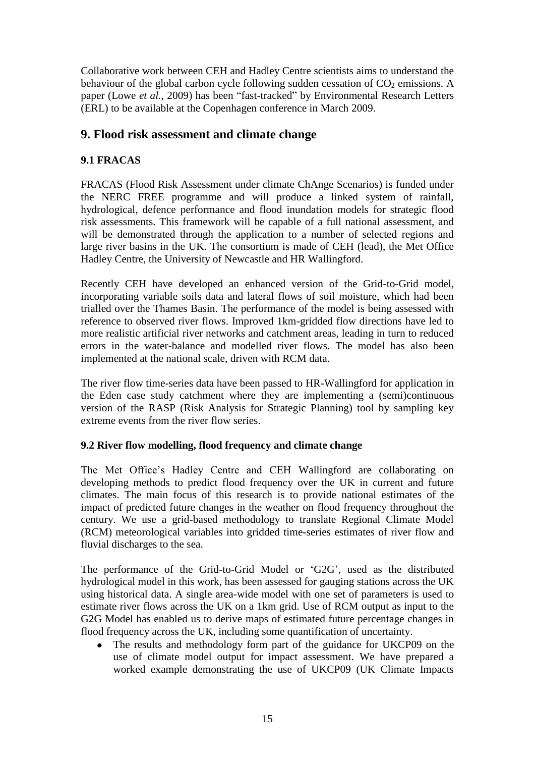Collaborative work between CEH and Hadley Centre scientists aims to understand the behaviour of the global carbon cycle following sudden cessation of $CO_2$ emissions. A paper (Lowe *et al.*, 2009) has been "fast-tracked" by Environmental Research Letters (ERL) to be available at the Copenhagen conference in March 2009.

## 9. Flood risk assessment and climate change

### 9.1 FRACAS

FRACAS (Flood Risk Assessment under climate ChAnge Scenarios) is funded under the NERC FREE programme and will produce a linked system of rainfall, hydrological, defence performance and flood inundation models for strategic flood risk assessments. This framework will be capable of a full national assessment, and will be demonstrated through the application to a number of selected regions and large river basins in the UK. The consortium is made of CEH (lead), the Met Office Hadley Centre, the University of Newcastle and HR Wallingford.

Recently CEH have developed an enhanced version of the Grid-to-Grid model, incorporating variable soils data and lateral flows of soil moisture, which had been trialled over the Thames Basin. The performance of the model is being assessed with reference to observed river flows. Improved 1km-gridded flow directions have led to more realistic artificial river networks and catchment areas, leading in turn to reduced errors in the water-balance and modelled river flows. The model has also been implemented at the national scale, driven with RCM data.

The river flow time-series data have been passed to HR-Wallingford for application in the Eden case study catchment where they are implementing a (semi)continuous version of the RASP (Risk Analysis for Strategic Planning) tool by sampling key extreme events from the river flow series.

### 9.2 River flow modelling, flood frequency and climate change

The Met Office's Hadley Centre and CEH Wallingford are collaborating on developing methods to predict flood frequency over the UK in current and future climates. The main focus of this research is to provide national estimates of the impact of predicted future changes in the weather on flood frequency throughout the century. We use a grid-based methodology to translate Regional Climate Model (RCM) meteorological variables into gridded time-series estimates of river flow and fluvial discharges to the sea.

The performance of the Grid-to-Grid Model or 'G2G', used as the distributed hydrological model in this work, has been assessed for gauging stations across the UK using historical data. A single area-wide model with one set of parameters is used to estimate river flows across the UK on a 1km grid. Use of RCM output as input to the G2G Model has enabled us to derive maps of estimated future percentage changes in flood frequency across the UK, including some quantification of uncertainty.

- The results and methodology form part of the guidance for UKCP09 on the use of climate model output for impact assessment. We have prepared a worked example demonstrating the use of UKCP09 (UK Climate Impacts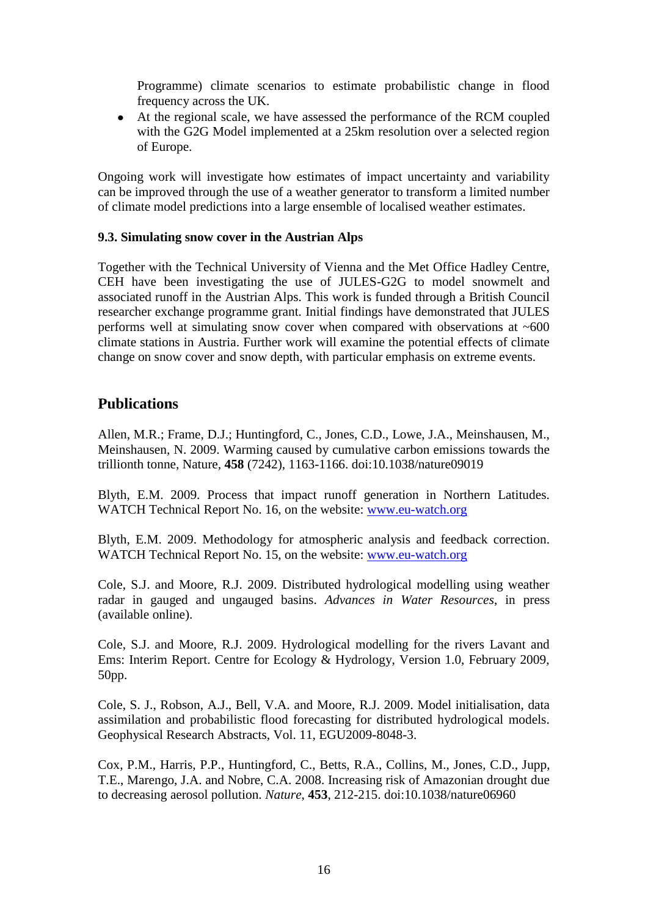Programme) climate scenarios to estimate probabilistic change in flood frequency across the UK.

- At the regional scale, we have assessed the performance of the RCM coupled with the G2G Model implemented at a 25km resolution over a selected region of Europe.

Ongoing work will investigate how estimates of impact uncertainty and variability can be improved through the use of a weather generator to transform a limited number of climate model predictions into a large ensemble of localised weather estimates.

**9.3. Simulating snow cover in the Austrian Alps**

Together with the Technical University of Vienna and the Met Office Hadley Centre, CEH have been investigating the use of JULES-G2G to model snowmelt and associated runoff in the Austrian Alps. This work is funded through a British Council researcher exchange programme grant. Initial findings have demonstrated that JULES performs well at simulating snow cover when compared with observations at ~600 climate stations in Austria. Further work will examine the potential effects of climate change on snow cover and snow depth, with particular emphasis on extreme events.

## Publications

Allen, M.R.; Frame, D.J.; Huntingford, C., Jones, C.D., Lowe, J.A., Meinshausen, M., Meinshausen, N. 2009. Warming caused by cumulative carbon emissions towards the trillionth tonne, Nature, **458** (7242), 1163-1166. doi:10.1038/nature09019

Blyth, E.M. 2009. Process that impact runoff generation in Northern Latitudes. WATCH Technical Report No. 16, on the website: www.eu-watch.org

Blyth, E.M. 2009. Methodology for atmospheric analysis and feedback correction. WATCH Technical Report No. 15, on the website: www.eu-watch.org

Cole, S.J. and Moore, R.J. 2009. Distributed hydrological modelling using weather radar in gauged and ungauged basins. *Advances in Water Resources*, in press (available online).

Cole, S.J. and Moore, R.J. 2009. Hydrological modelling for the rivers Lavant and Ems: Interim Report. Centre for Ecology & Hydrology, Version 1.0, February 2009, 50pp.

Cole, S. J., Robson, A.J., Bell, V.A. and Moore, R.J. 2009. Model initialisation, data assimilation and probabilistic flood forecasting for distributed hydrological models. Geophysical Research Abstracts, Vol. 11, EGU2009-8048-3.

Cox, P.M., Harris, P.P., Huntingford, C., Betts, R.A., Collins, M., Jones, C.D., Jupp, T.E., Marengo, J.A. and Nobre, C.A. 2008. Increasing risk of Amazonian drought due to decreasing aerosol pollution. *Nature*, **453**, 212-215. doi:10.1038/nature06960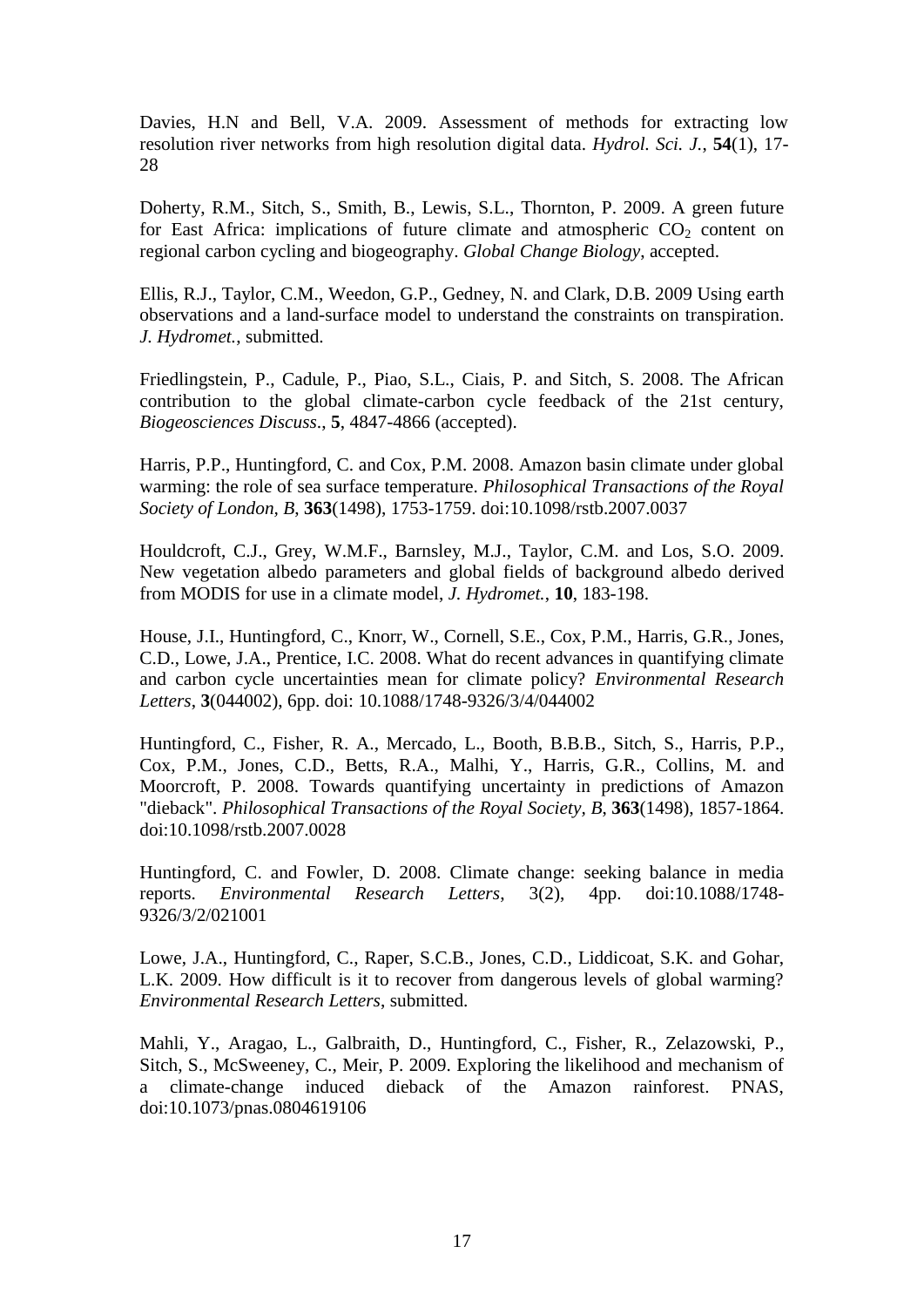Davies, H.N and Bell, V.A. 2009. Assessment of methods for extracting low resolution river networks from high resolution digital data. *Hydrol. Sci. J.*, **54**(1), 17-28

Doherty, R.M., Sitch, S., Smith, B., Lewis, S.L., Thornton, P. 2009. A green future for East Africa: implications of future climate and atmospheric $CO_2$ content on regional carbon cycling and biogeography. *Global Change Biology*, accepted.

Ellis, R.J., Taylor, C.M., Weedon, G.P., Gedney, N. and Clark, D.B. 2009 Using earth observations and a land-surface model to understand the constraints on transpiration. *J. Hydromet.*, submitted.

Friedlingstein, P., Cadule, P., Piao, S.L., Ciais, P. and Sitch, S. 2008. The African contribution to the global climate-carbon cycle feedback of the 21st century, *Biogeosciences Discuss*., **5**, 4847-4866 (accepted).

Harris, P.P., Huntingford, C. and Cox, P.M. 2008. Amazon basin climate under global warming: the role of sea surface temperature. *Philosophical Transactions of the Royal Society of London, B*, **363**(1498), 1753-1759. doi:10.1098/rstb.2007.0037

Houldcroft, C.J., Grey, W.M.F., Barnsley, M.J., Taylor, C.M. and Los, S.O. 2009. New vegetation albedo parameters and global fields of background albedo derived from MODIS for use in a climate model, *J. Hydromet.*, **10**, 183-198.

House, J.I., Huntingford, C., Knorr, W., Cornell, S.E., Cox, P.M., Harris, G.R., Jones, C.D., Lowe, J.A., Prentice, I.C. 2008. What do recent advances in quantifying climate and carbon cycle uncertainties mean for climate policy? *Environmental Research Letters*, **3**(044002), 6pp. doi: 10.1088/1748-9326/3/4/044002

Huntingford, C., Fisher, R. A., Mercado, L., Booth, B.B.B., Sitch, S., Harris, P.P., Cox, P.M., Jones, C.D., Betts, R.A., Malhi, Y., Harris, G.R., Collins, M. and Moorcroft, P. 2008. Towards quantifying uncertainty in predictions of Amazon "dieback". *Philosophical Transactions of the Royal Society, B*, **363**(1498), 1857-1864. doi:10.1098/rstb.2007.0028

Huntingford, C. and Fowler, D. 2008. Climate change: seeking balance in media reports. *Environmental Research Letters*, 3(2), 4pp. doi:10.1088/1748-9326/3/2/021001

Lowe, J.A., Huntingford, C., Raper, S.C.B., Jones, C.D., Liddicoat, S.K. and Gohar, L.K. 2009. How difficult is it to recover from dangerous levels of global warming? *Environmental Research Letters*, submitted.

Mahli, Y., Aragao, L., Galbraith, D., Huntingford, C., Fisher, R., Zelazowski, P., Sitch, S., McSweeney, C., Meir, P. 2009. Exploring the likelihood and mechanism of a climate-change induced dieback of the Amazon rainforest. PNAS, doi:10.1073/pnas.0804619106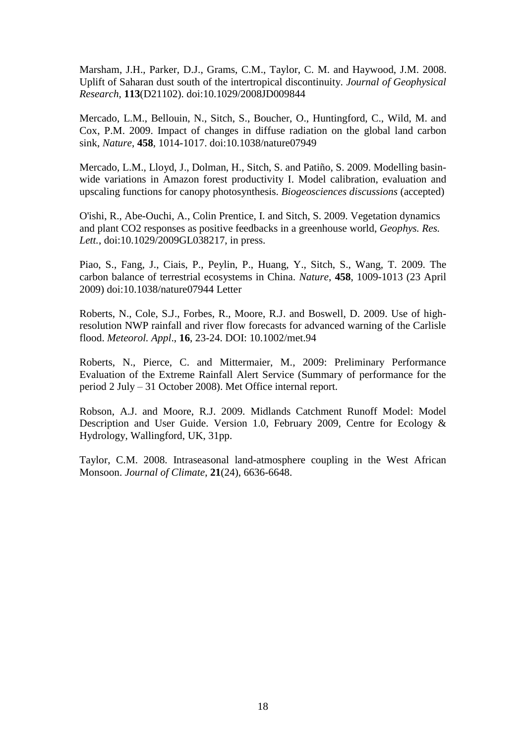Marsham, J.H., Parker, D.J., Grams, C.M., Taylor, C. M. and Haywood, J.M. 2008. Uplift of Saharan dust south of the intertropical discontinuity. *Journal of Geophysical Research*, **113**(D21102). doi:10.1029/2008JD009844

Mercado, L.M., Bellouin, N., Sitch, S., Boucher, O., Huntingford, C., Wild, M. and Cox, P.M. 2009. Impact of changes in diffuse radiation on the global land carbon sink, *Nature*, **458**, 1014-1017. doi:10.1038/nature07949

Mercado, L.M., Lloyd, J., Dolman, H., Sitch, S. and Patiño, S. 2009. Modelling basin-wide variations in Amazon forest productivity I. Model calibration, evaluation and upscaling functions for canopy photosynthesis. *Biogeosciences discussions* (accepted)

O'ishi, R., Abe-Ouchi, A., Colin Prentice, I. and Sitch, S. 2009. Vegetation dynamics and plant CO2 responses as positive feedbacks in a greenhouse world, *Geophys. Res. Lett.*, doi:10.1029/2009GL038217, in press.

Piao, S., Fang, J., Ciais, P., Peylin, P., Huang, Y., Sitch, S., Wang, T. 2009. The carbon balance of terrestrial ecosystems in China. *Nature*, **458**, 1009-1013 (23 April 2009) doi:10.1038/nature07944 Letter

Roberts, N., Cole, S.J., Forbes, R., Moore, R.J. and Boswell, D. 2009. Use of high-resolution NWP rainfall and river flow forecasts for advanced warning of the Carlisle flood. *Meteorol. Appl*., **16**, 23-24. DOI: 10.1002/met.94

Roberts, N., Pierce, C. and Mittermaier, M., 2009: Preliminary Performance Evaluation of the Extreme Rainfall Alert Service (Summary of performance for the period 2 July – 31 October 2008). Met Office internal report.

Robson, A.J. and Moore, R.J. 2009. Midlands Catchment Runoff Model: Model Description and User Guide. Version 1.0, February 2009, Centre for Ecology & Hydrology, Wallingford, UK, 31pp.

Taylor, C.M. 2008. Intraseasonal land-atmosphere coupling in the West African Monsoon. *Journal of Climate*, **21**(24), 6636-6648.